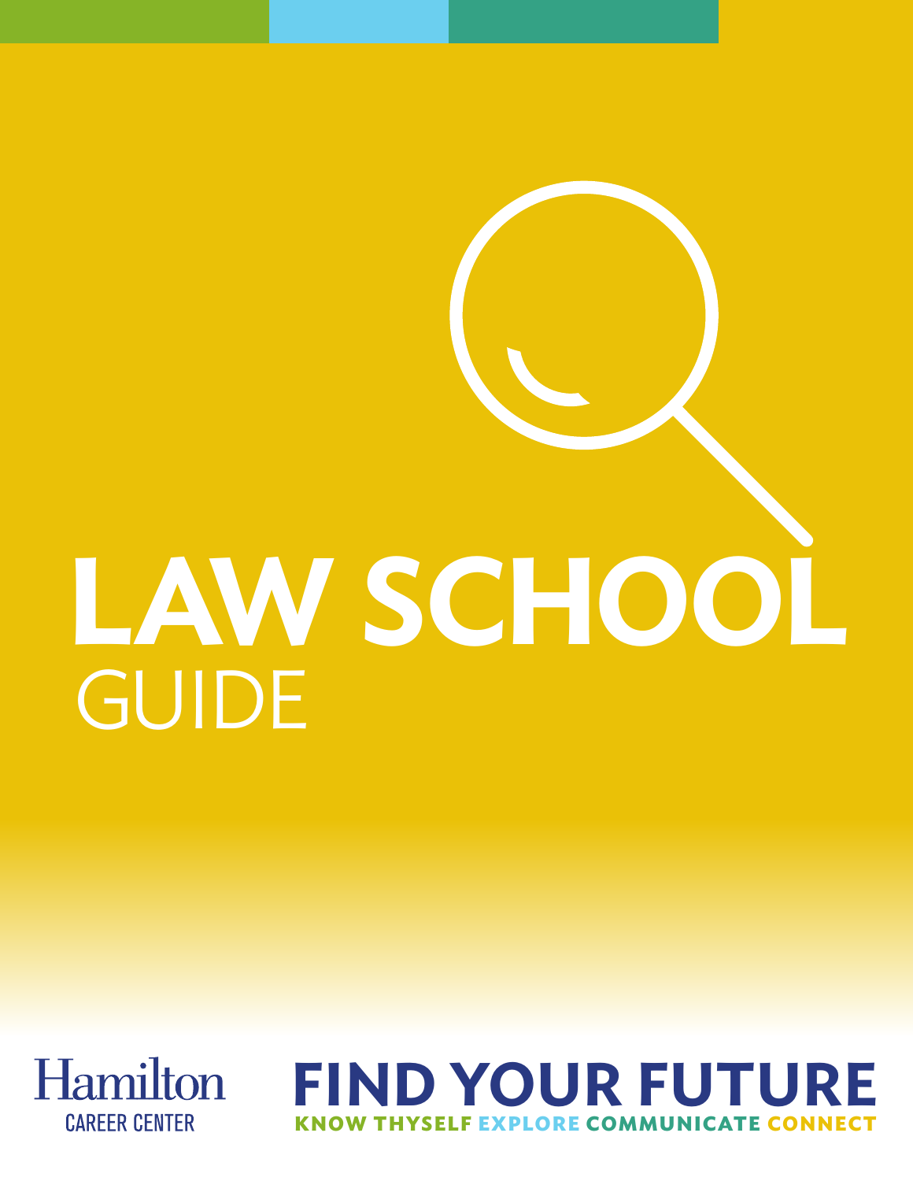# LAW SCHOOL GUIDE

Hamilton
CAREER CENTER

## FIND YOUR FUTURE

KNOW THYSELF EXPLORE COMMUNICATE CONNECT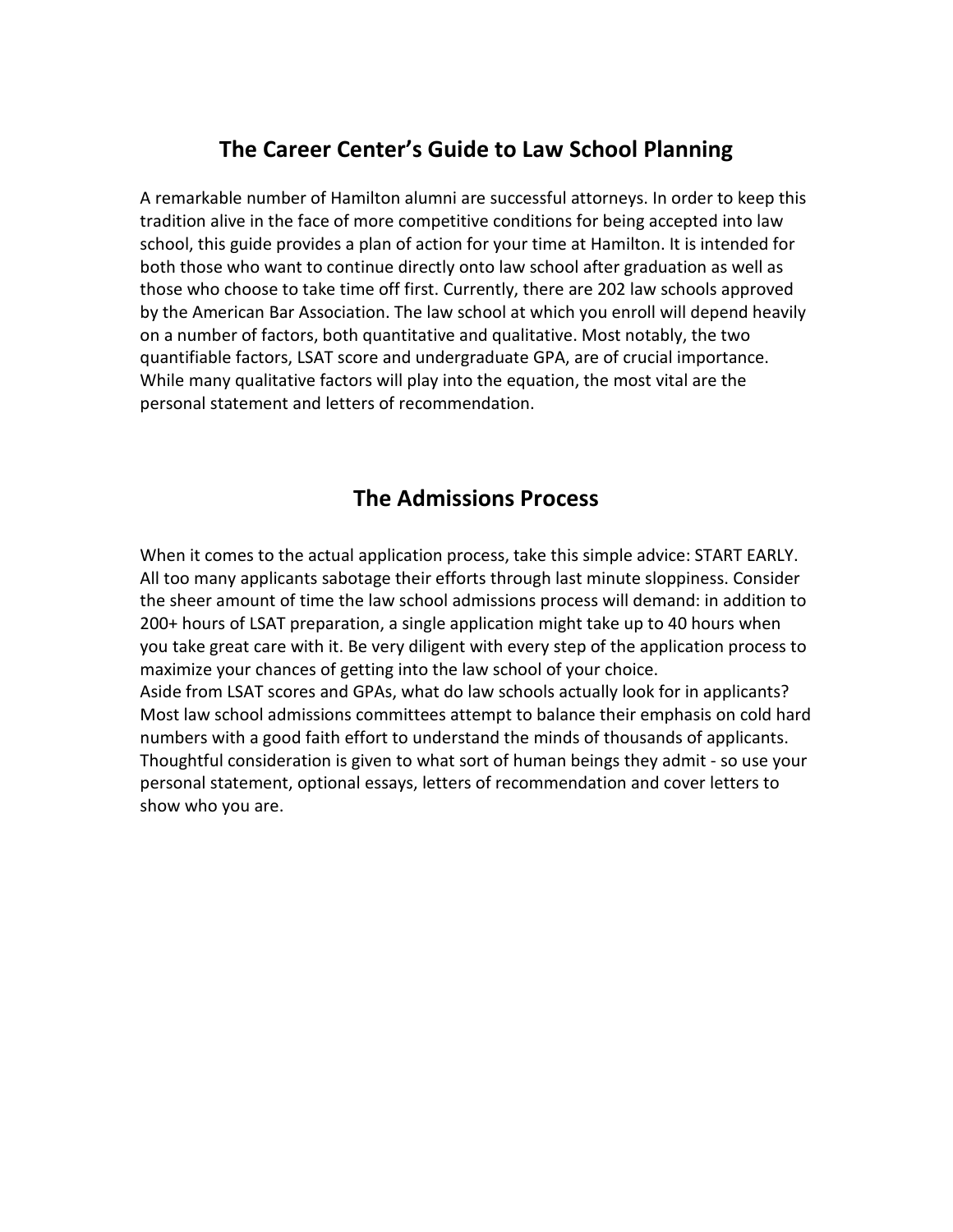## The Career Center's Guide to Law School Planning

A remarkable number of Hamilton alumni are successful attorneys. In order to keep this tradition alive in the face of more competitive conditions for being accepted into law school, this guide provides a plan of action for your time at Hamilton. It is intended for both those who want to continue directly onto law school after graduation as well as those who choose to take time off first. Currently, there are 202 law schools approved by the American Bar Association. The law school at which you enroll will depend heavily on a number of factors, both quantitative and qualitative. Most notably, the two quantifiable factors, LSAT score and undergraduate GPA, are of crucial importance. While many qualitative factors will play into the equation, the most vital are the personal statement and letters of recommendation.

## The Admissions Process

When it comes to the actual application process, take this simple advice: START EARLY. All too many applicants sabotage their efforts through last minute sloppiness. Consider the sheer amount of time the law school admissions process will demand: in addition to 200+ hours of LSAT preparation, a single application might take up to 40 hours when you take great care with it. Be very diligent with every step of the application process to maximize your chances of getting into the law school of your choice.

Aside from LSAT scores and GPAs, what do law schools actually look for in applicants? Most law school admissions committees attempt to balance their emphasis on cold hard numbers with a good faith effort to understand the minds of thousands of applicants. Thoughtful consideration is given to what sort of human beings they admit - so use your personal statement, optional essays, letters of recommendation and cover letters to show who you are.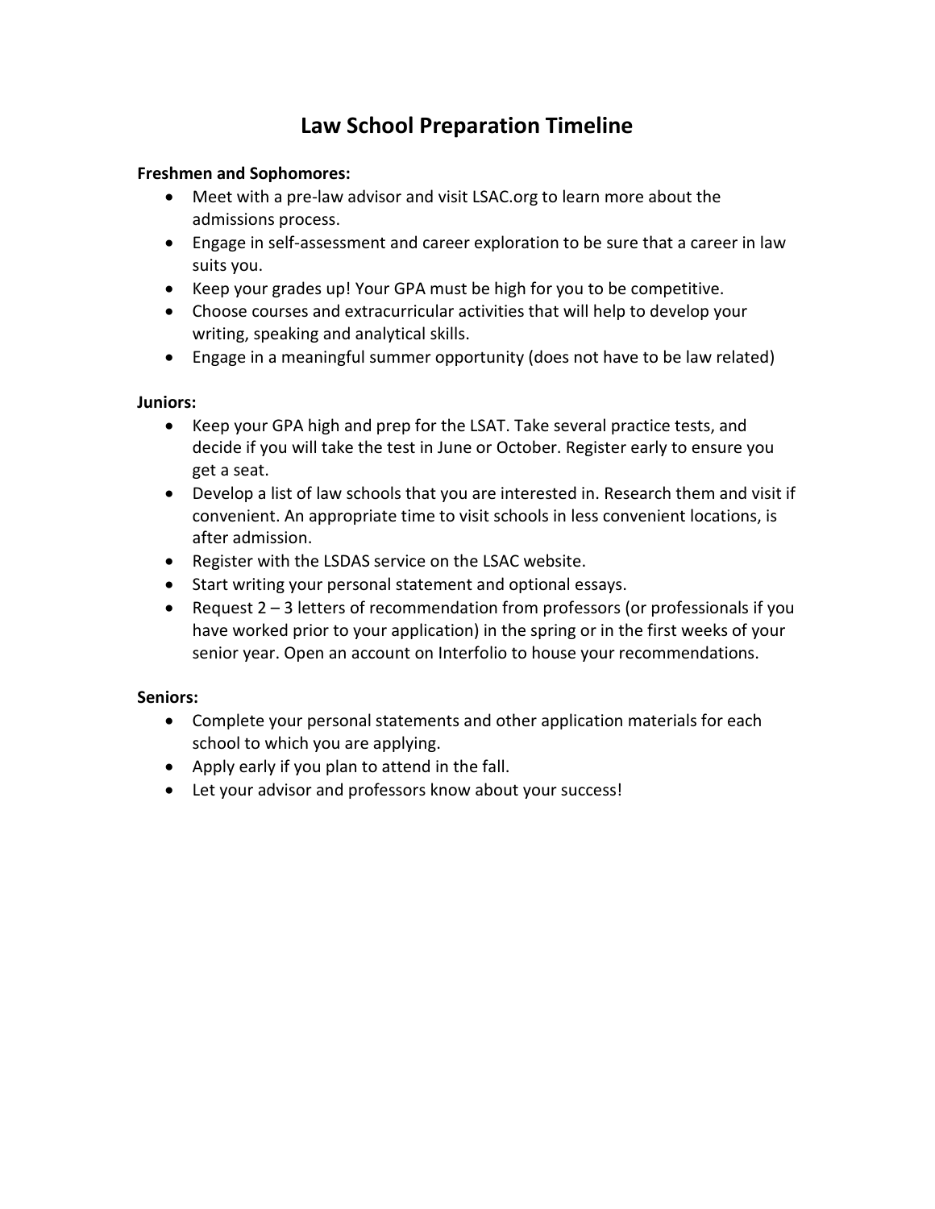# Law School Preparation Timeline

**Freshmen and Sophomores:**

- Meet with a pre-law advisor and visit LSAC.org to learn more about the admissions process.
- Engage in self-assessment and career exploration to be sure that a career in law suits you.
- Keep your grades up! Your GPA must be high for you to be competitive.
- Choose courses and extracurricular activities that will help to develop your writing, speaking and analytical skills.
- Engage in a meaningful summer opportunity (does not have to be law related)

**Juniors:**

- Keep your GPA high and prep for the LSAT. Take several practice tests, and decide if you will take the test in June or October. Register early to ensure you get a seat.
- Develop a list of law schools that you are interested in. Research them and visit if convenient. An appropriate time to visit schools in less convenient locations, is after admission.
- Register with the LSDAS service on the LSAC website.
- Start writing your personal statement and optional essays.
- Request 2 – 3 letters of recommendation from professors (or professionals if you have worked prior to your application) in the spring or in the first weeks of your senior year. Open an account on Interfolio to house your recommendations.

**Seniors:**

- Complete your personal statements and other application materials for each school to which you are applying.
- Apply early if you plan to attend in the fall.
- Let your advisor and professors know about your success!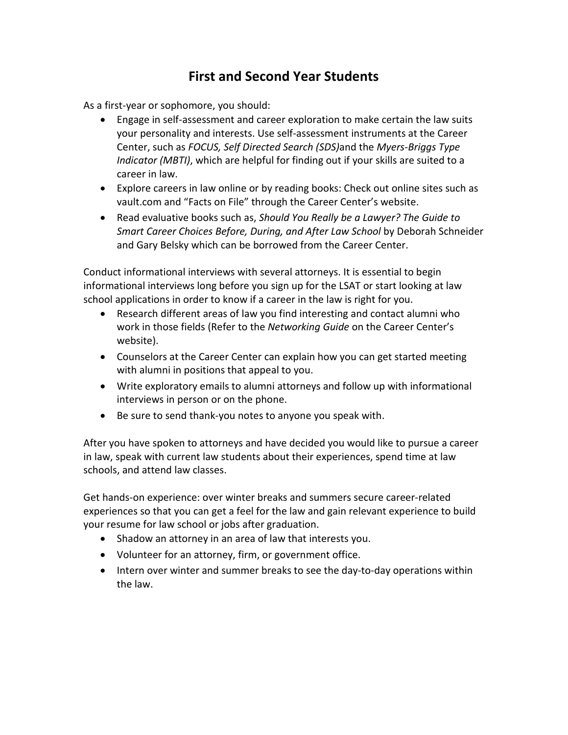## First and Second Year Students

As a first-year or sophomore, you should:

- Engage in self-assessment and career exploration to make certain the law suits your personality and interests. Use self-assessment instruments at the Career Center, such as *FOCUS, Self Directed Search (SDS)*and the *Myers-Briggs Type Indicator (MBTI)*, which are helpful for finding out if your skills are suited to a career in law.
- Explore careers in law online or by reading books: Check out online sites such as vault.com and "Facts on File" through the Career Center's website.
- Read evaluative books such as, *Should You Really be a Lawyer? The Guide to Smart Career Choices Before, During, and After Law School* by Deborah Schneider and Gary Belsky which can be borrowed from the Career Center.

Conduct informational interviews with several attorneys. It is essential to begin informational interviews long before you sign up for the LSAT or start looking at law school applications in order to know if a career in the law is right for you.

- Research different areas of law you find interesting and contact alumni who work in those fields (Refer to the *Networking Guide* on the Career Center's website).
- Counselors at the Career Center can explain how you can get started meeting with alumni in positions that appeal to you.
- Write exploratory emails to alumni attorneys and follow up with informational interviews in person or on the phone.
- Be sure to send thank-you notes to anyone you speak with.

After you have spoken to attorneys and have decided you would like to pursue a career in law, speak with current law students about their experiences, spend time at law schools, and attend law classes.

Get hands-on experience: over winter breaks and summers secure career-related experiences so that you can get a feel for the law and gain relevant experience to build your resume for law school or jobs after graduation.

- Shadow an attorney in an area of law that interests you.
- Volunteer for an attorney, firm, or government office.
- Intern over winter and summer breaks to see the day-to-day operations within the law.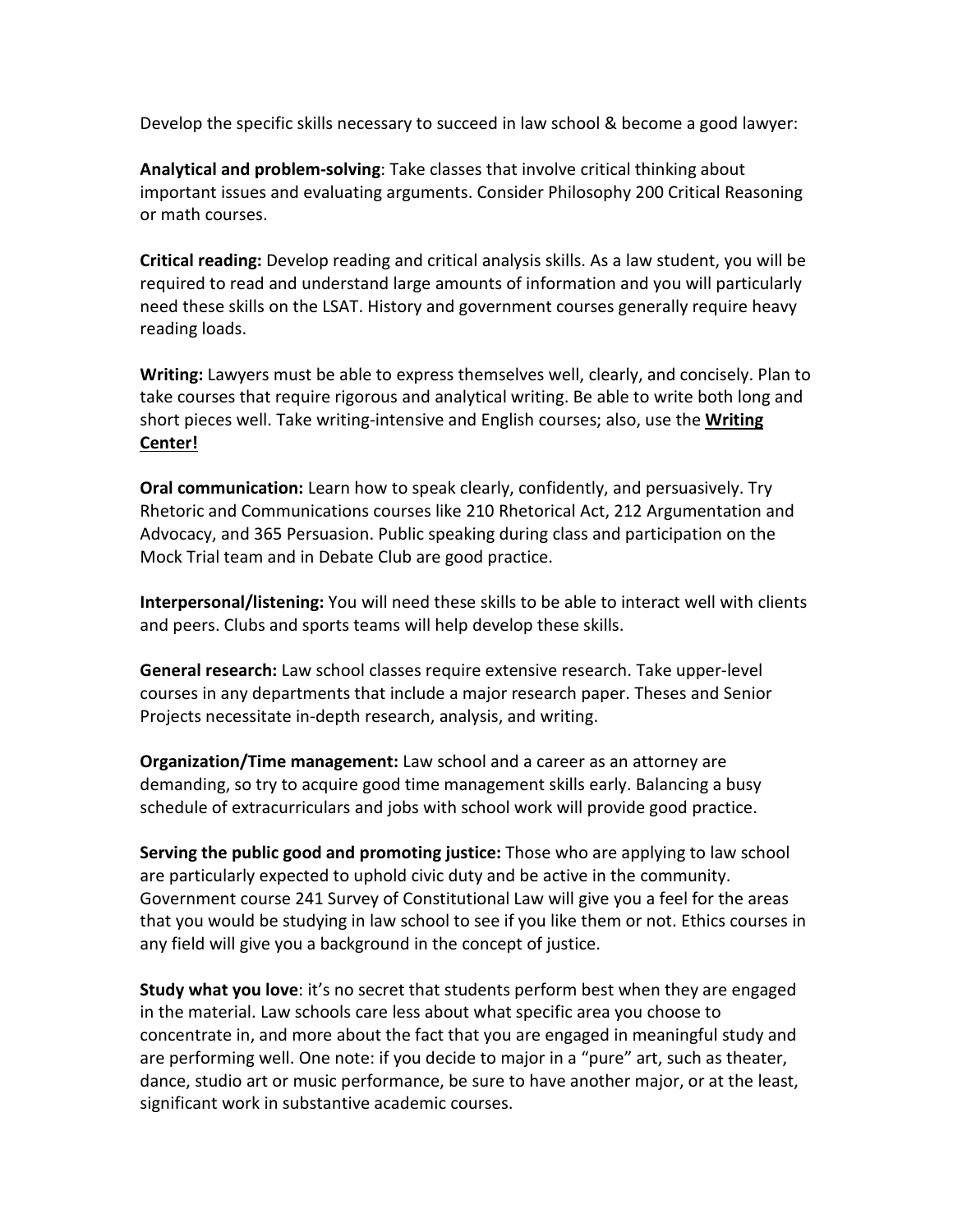Develop the specific skills necessary to succeed in law school & become a good lawyer:

**Analytical and problem-solving**: Take classes that involve critical thinking about important issues and evaluating arguments. Consider Philosophy 200 Critical Reasoning or math courses.

**Critical reading:** Develop reading and critical analysis skills. As a law student, you will be required to read and understand large amounts of information and you will particularly need these skills on the LSAT. History and government courses generally require heavy reading loads.

**Writing:** Lawyers must be able to express themselves well, clearly, and concisely. Plan to take courses that require rigorous and analytical writing. Be able to write both long and short pieces well. Take writing-intensive and English courses; also, use the **Writing Center!**

**Oral communication:** Learn how to speak clearly, confidently, and persuasively. Try Rhetoric and Communications courses like 210 Rhetorical Act, 212 Argumentation and Advocacy, and 365 Persuasion. Public speaking during class and participation on the Mock Trial team and in Debate Club are good practice.

**Interpersonal/listening:** You will need these skills to be able to interact well with clients and peers. Clubs and sports teams will help develop these skills.

**General research:** Law school classes require extensive research. Take upper-level courses in any departments that include a major research paper. Theses and Senior Projects necessitate in-depth research, analysis, and writing.

**Organization/Time management:** Law school and a career as an attorney are demanding, so try to acquire good time management skills early. Balancing a busy schedule of extracurriculars and jobs with school work will provide good practice.

**Serving the public good and promoting justice:** Those who are applying to law school are particularly expected to uphold civic duty and be active in the community. Government course 241 Survey of Constitutional Law will give you a feel for the areas that you would be studying in law school to see if you like them or not. Ethics courses in any field will give you a background in the concept of justice.

**Study what you love**: it's no secret that students perform best when they are engaged in the material. Law schools care less about what specific area you choose to concentrate in, and more about the fact that you are engaged in meaningful study and are performing well. One note: if you decide to major in a "pure" art, such as theater, dance, studio art or music performance, be sure to have another major, or at the least, significant work in substantive academic courses.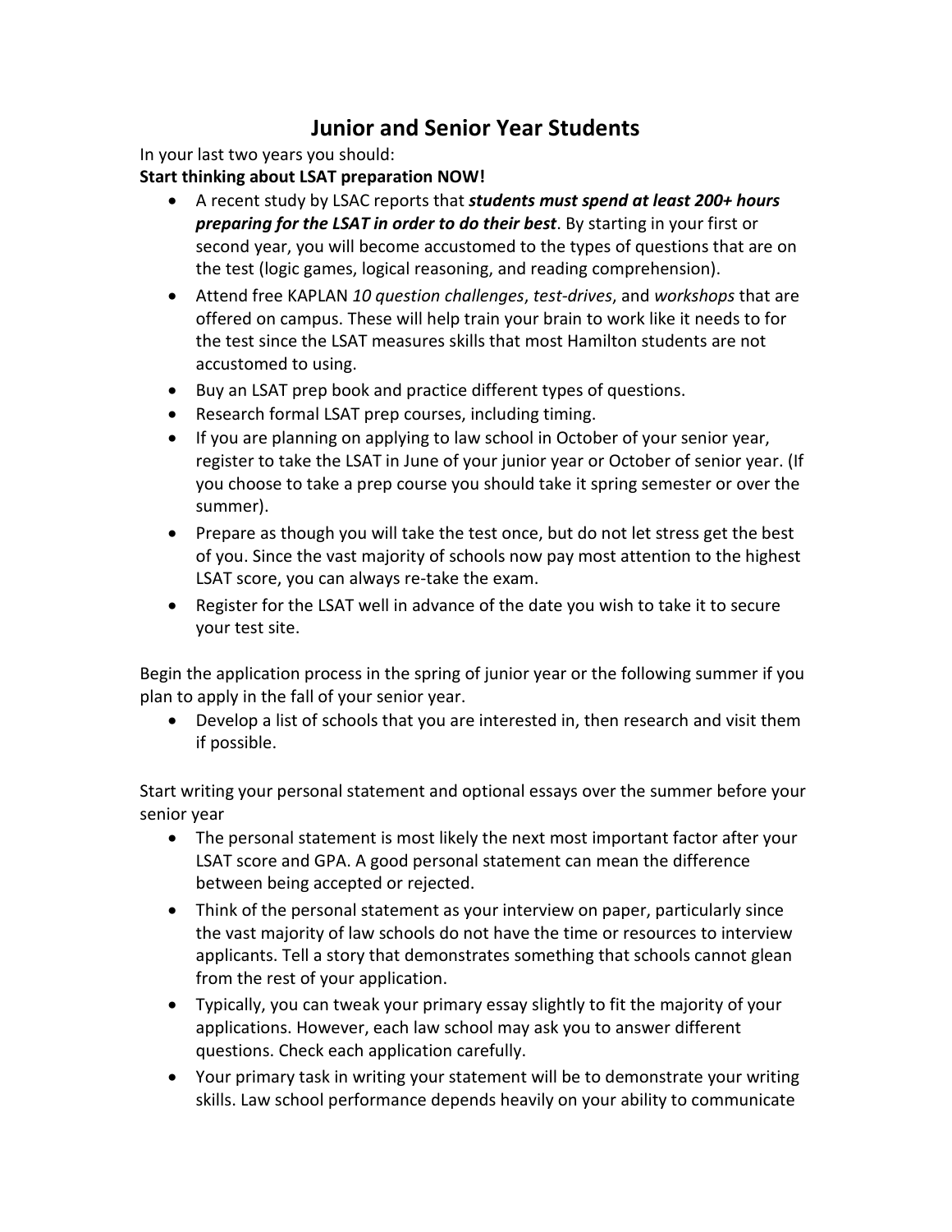# Junior and Senior Year Students

In your last two years you should:

**Start thinking about LSAT preparation NOW!**

- A recent study by LSAC reports that ***students must spend at least 200+ hours preparing for the LSAT in order to do their best***. By starting in your first or second year, you will become accustomed to the types of questions that are on the test (logic games, logical reasoning, and reading comprehension).
- Attend free KAPLAN *10 question challenges*, *test-drives*, and *workshops* that are offered on campus. These will help train your brain to work like it needs to for the test since the LSAT measures skills that most Hamilton students are not accustomed to using.
- Buy an LSAT prep book and practice different types of questions.
- Research formal LSAT prep courses, including timing.
- If you are planning on applying to law school in October of your senior year, register to take the LSAT in June of your junior year or October of senior year. (If you choose to take a prep course you should take it spring semester or over the summer).
- Prepare as though you will take the test once, but do not let stress get the best of you. Since the vast majority of schools now pay most attention to the highest LSAT score, you can always re-take the exam.
- Register for the LSAT well in advance of the date you wish to take it to secure your test site.

Begin the application process in the spring of junior year or the following summer if you plan to apply in the fall of your senior year.

- Develop a list of schools that you are interested in, then research and visit them if possible.

Start writing your personal statement and optional essays over the summer before your senior year

- The personal statement is most likely the next most important factor after your LSAT score and GPA. A good personal statement can mean the difference between being accepted or rejected.
- Think of the personal statement as your interview on paper, particularly since the vast majority of law schools do not have the time or resources to interview applicants. Tell a story that demonstrates something that schools cannot glean from the rest of your application.
- Typically, you can tweak your primary essay slightly to fit the majority of your applications. However, each law school may ask you to answer different questions. Check each application carefully.
- Your primary task in writing your statement will be to demonstrate your writing skills. Law school performance depends heavily on your ability to communicate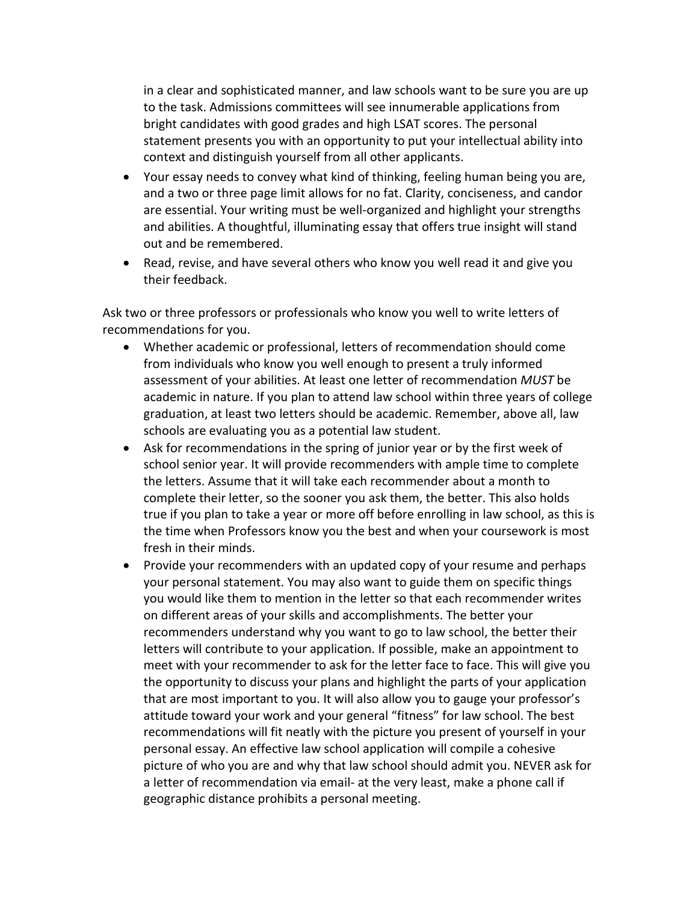in a clear and sophisticated manner, and law schools want to be sure you are up to the task. Admissions committees will see innumerable applications from bright candidates with good grades and high LSAT scores. The personal statement presents you with an opportunity to put your intellectual ability into context and distinguish yourself from all other applicants.

- Your essay needs to convey what kind of thinking, feeling human being you are, and a two or three page limit allows for no fat. Clarity, conciseness, and candor are essential. Your writing must be well-organized and highlight your strengths and abilities. A thoughtful, illuminating essay that offers true insight will stand out and be remembered.
- Read, revise, and have several others who know you well read it and give you their feedback.

Ask two or three professors or professionals who know you well to write letters of recommendations for you.

- Whether academic or professional, letters of recommendation should come from individuals who know you well enough to present a truly informed assessment of your abilities. At least one letter of recommendation *MUST* be academic in nature. If you plan to attend law school within three years of college graduation, at least two letters should be academic. Remember, above all, law schools are evaluating you as a potential law student.
- Ask for recommendations in the spring of junior year or by the first week of school senior year. It will provide recommenders with ample time to complete the letters. Assume that it will take each recommender about a month to complete their letter, so the sooner you ask them, the better. This also holds true if you plan to take a year or more off before enrolling in law school, as this is the time when Professors know you the best and when your coursework is most fresh in their minds.
- Provide your recommenders with an updated copy of your resume and perhaps your personal statement. You may also want to guide them on specific things you would like them to mention in the letter so that each recommender writes on different areas of your skills and accomplishments. The better your recommenders understand why you want to go to law school, the better their letters will contribute to your application. If possible, make an appointment to meet with your recommender to ask for the letter face to face. This will give you the opportunity to discuss your plans and highlight the parts of your application that are most important to you. It will also allow you to gauge your professor's attitude toward your work and your general "fitness" for law school. The best recommendations will fit neatly with the picture you present of yourself in your personal essay. An effective law school application will compile a cohesive picture of who you are and why that law school should admit you. NEVER ask for a letter of recommendation via email- at the very least, make a phone call if geographic distance prohibits a personal meeting.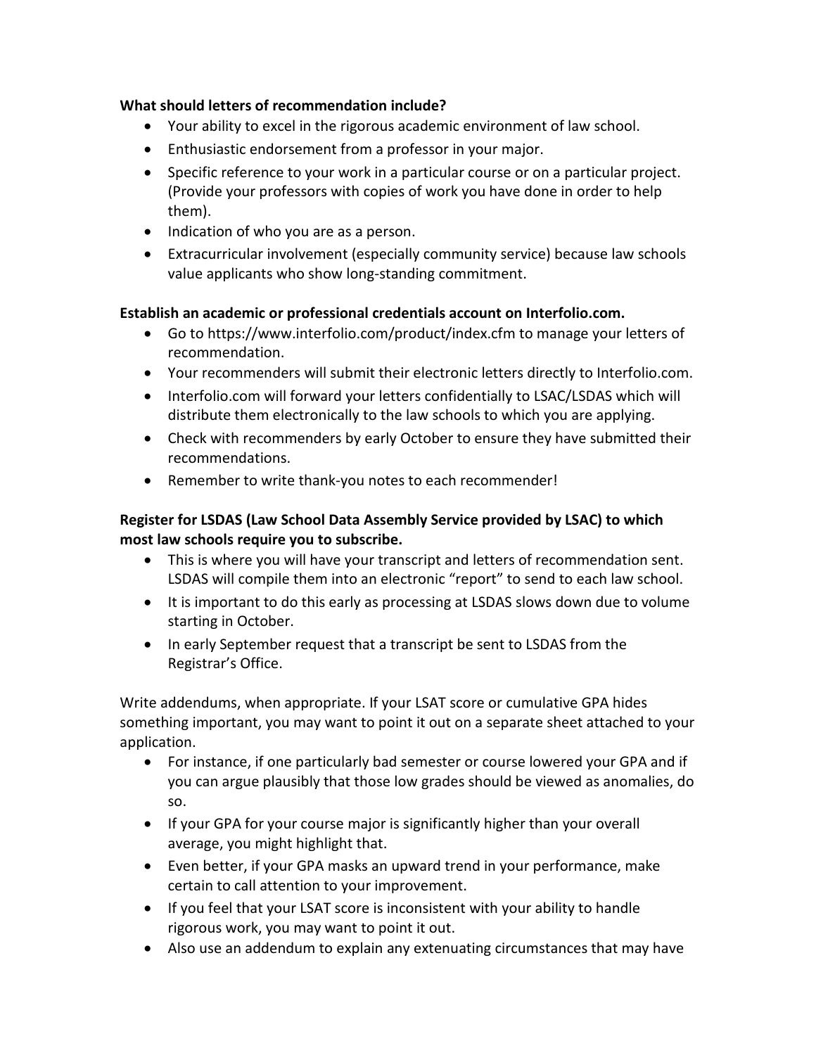**What should letters of recommendation include?**

- Your ability to excel in the rigorous academic environment of law school.
- Enthusiastic endorsement from a professor in your major.
- Specific reference to your work in a particular course or on a particular project. (Provide your professors with copies of work you have done in order to help them).
- Indication of who you are as a person.
- Extracurricular involvement (especially community service) because law schools value applicants who show long-standing commitment.

**Establish an academic or professional credentials account on Interfolio.com.**

- Go to https://www.interfolio.com/product/index.cfm to manage your letters of recommendation.
- Your recommenders will submit their electronic letters directly to Interfolio.com.
- Interfolio.com will forward your letters confidentially to LSAC/LSDAS which will distribute them electronically to the law schools to which you are applying.
- Check with recommenders by early October to ensure they have submitted their recommendations.
- Remember to write thank-you notes to each recommender!

**Register for LSDAS (Law School Data Assembly Service provided by LSAC) to which most law schools require you to subscribe.**

- This is where you will have your transcript and letters of recommendation sent. LSDAS will compile them into an electronic "report" to send to each law school.
- It is important to do this early as processing at LSDAS slows down due to volume starting in October.
- In early September request that a transcript be sent to LSDAS from the Registrar's Office.

Write addendums, when appropriate. If your LSAT score or cumulative GPA hides something important, you may want to point it out on a separate sheet attached to your application.

- For instance, if one particularly bad semester or course lowered your GPA and if you can argue plausibly that those low grades should be viewed as anomalies, do so.
- If your GPA for your course major is significantly higher than your overall average, you might highlight that.
- Even better, if your GPA masks an upward trend in your performance, make certain to call attention to your improvement.
- If you feel that your LSAT score is inconsistent with your ability to handle rigorous work, you may want to point it out.
- Also use an addendum to explain any extenuating circumstances that may have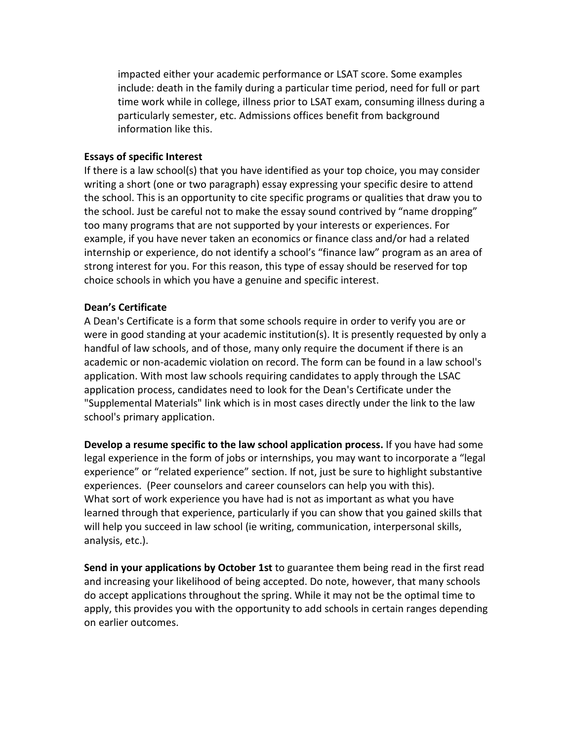impacted either your academic performance or LSAT score. Some examples include: death in the family during a particular time period, need for full or part time work while in college, illness prior to LSAT exam, consuming illness during a particularly semester, etc. Admissions offices benefit from background information like this.

**Essays of specific Interest**

If there is a law school(s) that you have identified as your top choice, you may consider writing a short (one or two paragraph) essay expressing your specific desire to attend the school. This is an opportunity to cite specific programs or qualities that draw you to the school. Just be careful not to make the essay sound contrived by "name dropping" too many programs that are not supported by your interests or experiences. For example, if you have never taken an economics or finance class and/or had a related internship or experience, do not identify a school's "finance law" program as an area of strong interest for you. For this reason, this type of essay should be reserved for top choice schools in which you have a genuine and specific interest.

**Dean's Certificate**

A Dean's Certificate is a form that some schools require in order to verify you are or were in good standing at your academic institution(s). It is presently requested by only a handful of law schools, and of those, many only require the document if there is an academic or non-academic violation on record. The form can be found in a law school's application. With most law schools requiring candidates to apply through the LSAC application process, candidates need to look for the Dean's Certificate under the "Supplemental Materials" link which is in most cases directly under the link to the law school's primary application.

**Develop a resume specific to the law school application process.** If you have had some legal experience in the form of jobs or internships, you may want to incorporate a "legal experience" or "related experience" section. If not, just be sure to highlight substantive experiences. (Peer counselors and career counselors can help you with this).
What sort of work experience you have had is not as important as what you have learned through that experience, particularly if you can show that you gained skills that will help you succeed in law school (ie writing, communication, interpersonal skills, analysis, etc.).

**Send in your applications by October 1st** to guarantee them being read in the first read and increasing your likelihood of being accepted. Do note, however, that many schools do accept applications throughout the spring. While it may not be the optimal time to apply, this provides you with the opportunity to add schools in certain ranges depending on earlier outcomes.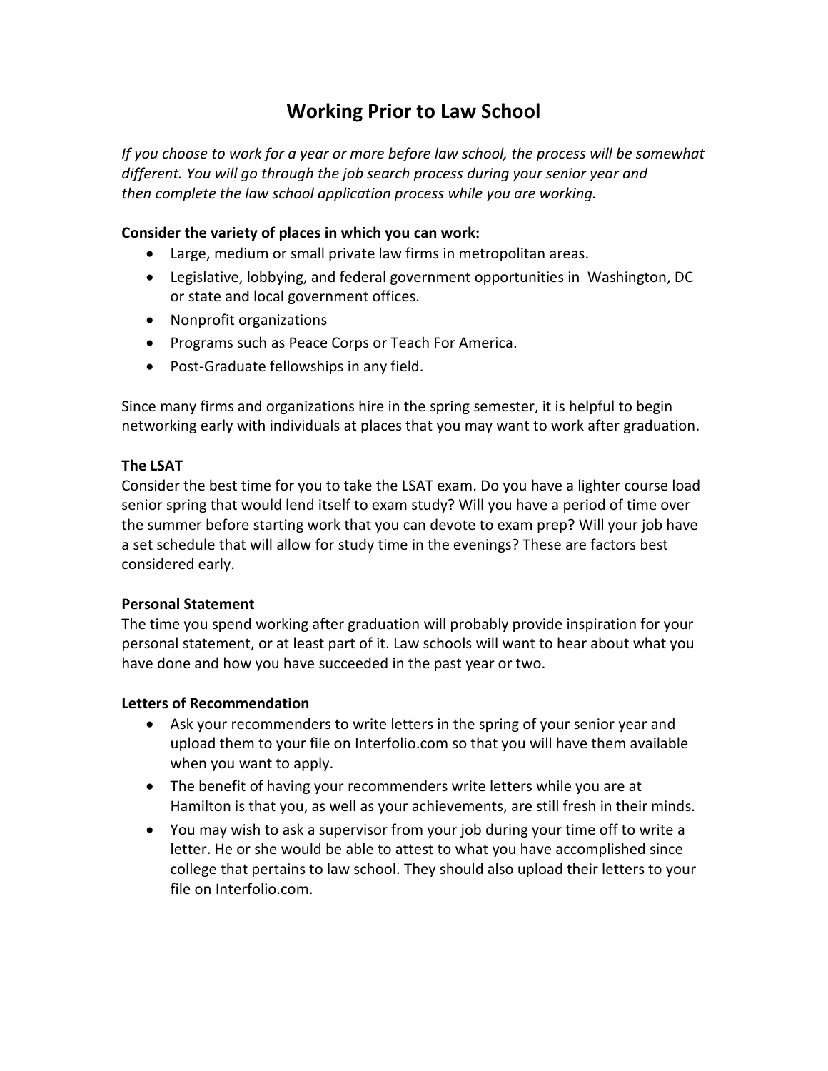# Working Prior to Law School

*If you choose to work for a year or more before law school, the process will be somewhat different. You will go through the job search process during your senior year and then complete the law school application process while you are working.*

**Consider the variety of places in which you can work:**

- Large, medium or small private law firms in metropolitan areas.
- Legislative, lobbying, and federal government opportunities in Washington, DC or state and local government offices.
- Nonprofit organizations
- Programs such as Peace Corps or Teach For America.
- Post-Graduate fellowships in any field.

Since many firms and organizations hire in the spring semester, it is helpful to begin networking early with individuals at places that you may want to work after graduation.

**The LSAT**

Consider the best time for you to take the LSAT exam. Do you have a lighter course load senior spring that would lend itself to exam study? Will you have a period of time over the summer before starting work that you can devote to exam prep? Will your job have a set schedule that will allow for study time in the evenings? These are factors best considered early.

**Personal Statement**

The time you spend working after graduation will probably provide inspiration for your personal statement, or at least part of it. Law schools will want to hear about what you have done and how you have succeeded in the past year or two.

**Letters of Recommendation**

- Ask your recommenders to write letters in the spring of your senior year and upload them to your file on Interfolio.com so that you will have them available when you want to apply.
- The benefit of having your recommenders write letters while you are at Hamilton is that you, as well as your achievements, are still fresh in their minds.
- You may wish to ask a supervisor from your job during your time off to write a letter. He or she would be able to attest to what you have accomplished since college that pertains to law school. They should also upload their letters to your file on Interfolio.com.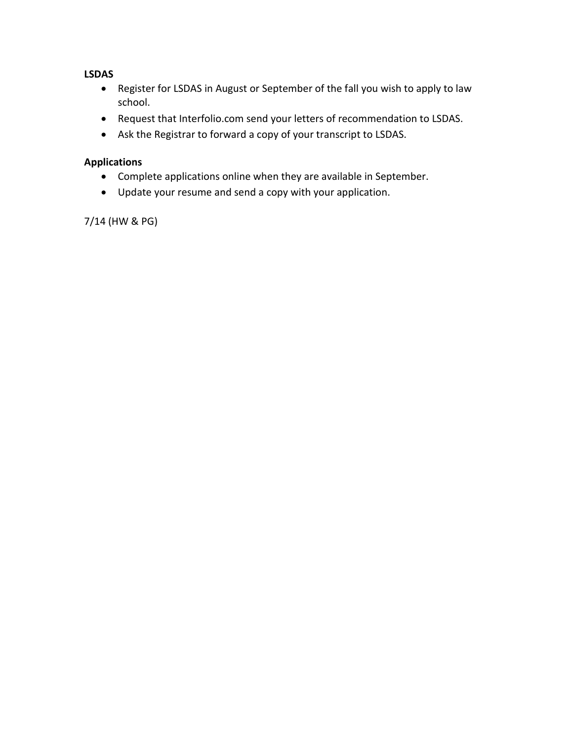**LSDAS**

- Register for LSDAS in August or September of the fall you wish to apply to law school.
- Request that Interfolio.com send your letters of recommendation to LSDAS.
- Ask the Registrar to forward a copy of your transcript to LSDAS.

**Applications**

- Complete applications online when they are available in September.
- Update your resume and send a copy with your application.

7/14 (HW & PG)